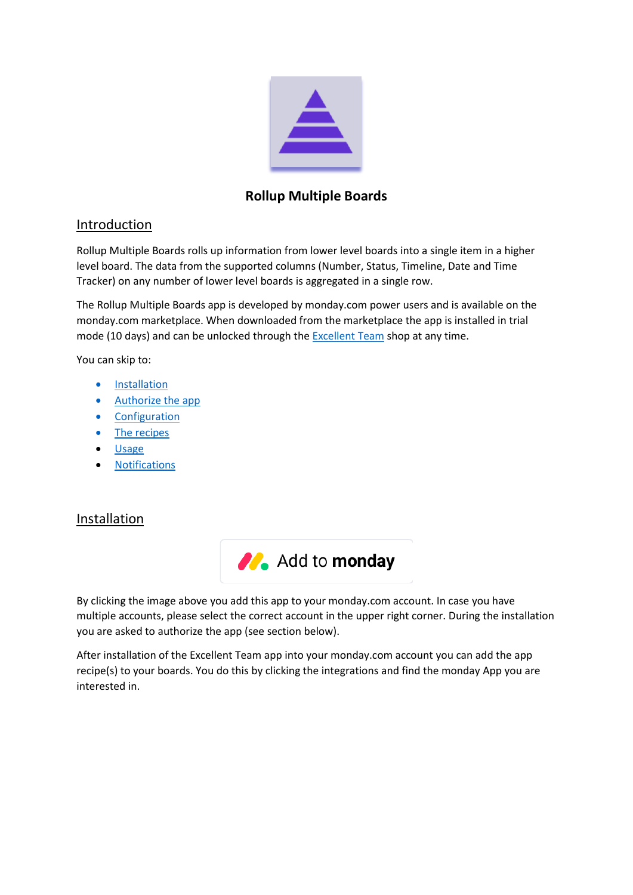# Rollup Multiple Boards

## Introduction

Rollup Multiple Boards rolls up information from lower level boards into a single item in a higher level board. The data from the supported columns (Number, Status, Timeline, Date and Time Tracker) on any number of lower level boards is aggregated in a single row.

The Rollup Multiple Boards app is developed by monday.com power users and is available on the monday.com marketplace. When downloaded from the marketplace the app is installed in trial mode (10 days) and can be unlocked through the Excellent Team shop at any time.

You can skip to:

- Installation
- Authorize the app
- Configuration
- The recipes
- Usage
- Notifications

## Installation

Add to **monday**

By clicking the image above you add this app to your monday.com account. In case you have multiple accounts, please select the correct account in the upper right corner. During the installation you are asked to authorize the app (see section below).

After installation of the Excellent Team app into your monday.com account you can add the app recipe(s) to your boards. You do this by clicking the integrations and find the monday App you are interested in.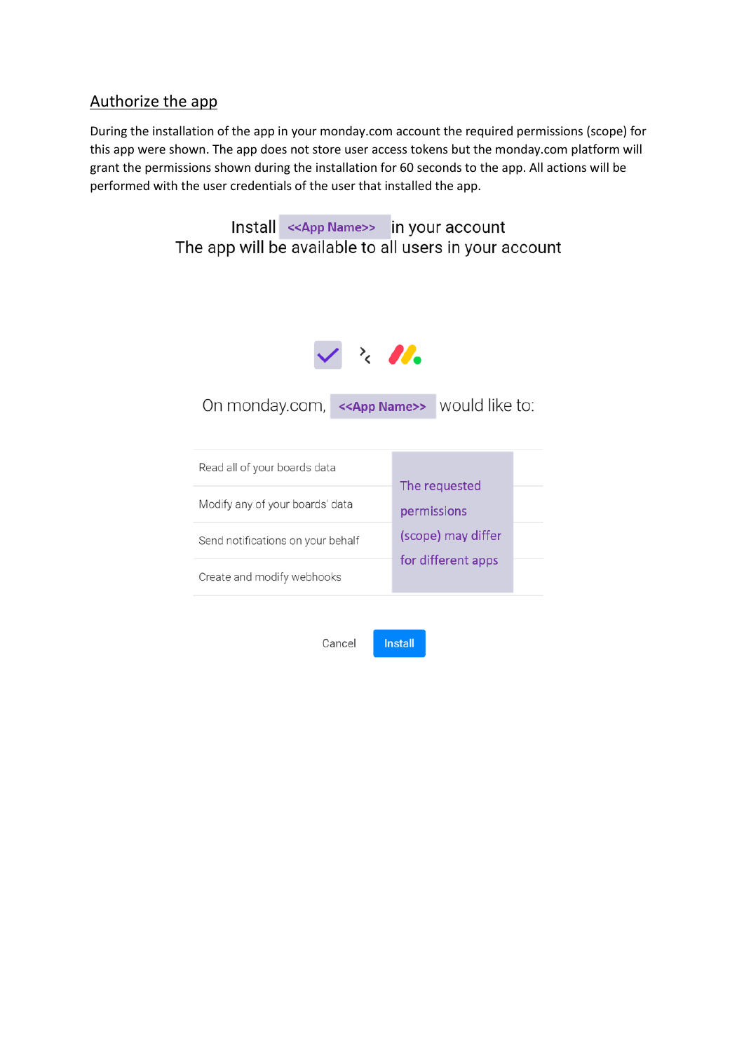## Authorize the app

During the installation of the app in your monday.com account the required permissions (scope) for this app were shown. The app does not store user access tokens but the monday.com platform will grant the permissions shown during the installation for 60 seconds to the app. All actions will be performed with the user credentials of the user that installed the app.

Install <<App Name>> in your account
The app will be available to all users in your account

On monday.com, <<App Name>> would like to:

- Read all of your boards data
- Modify any of your boards' data
- Send notifications on your behalf
- Create and modify webhooks

The requested permissions (scope) may differ for different apps

Cancel Install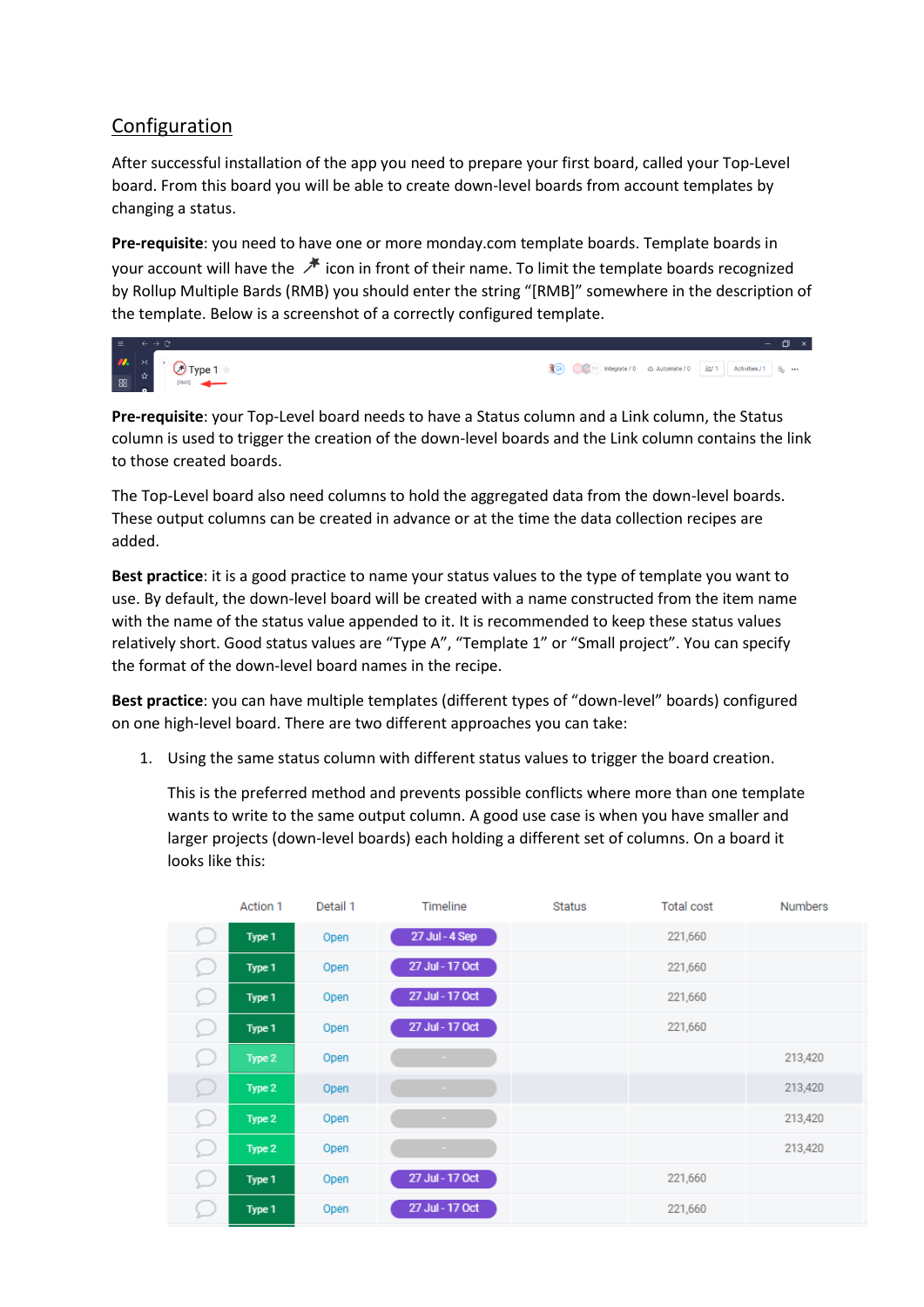## Configuration

After successful installation of the app you need to prepare your first board, called your Top-Level board. From this board you will be able to create down-level boards from account templates by changing a status.

**Pre-requisite**: you need to have one or more monday.com template boards. Template boards in your account will have the icon in front of their name. To limit the template boards recognized by Rollup Multiple Bards (RMB) you should enter the string "[RMB]" somewhere in the description of the template. Below is a screenshot of a correctly configured template.

**Pre-requisite**: your Top-Level board needs to have a Status column and a Link column, the Status column is used to trigger the creation of the down-level boards and the Link column contains the link to those created boards.

The Top-Level board also need columns to hold the aggregated data from the down-level boards. These output columns can be created in advance or at the time the data collection recipes are added.

**Best practice**: it is a good practice to name your status values to the type of template you want to use. By default, the down-level board will be created with a name constructed from the item name with the name of the status value appended to it. It is recommended to keep these status values relatively short. Good status values are "Type A", "Template 1" or "Small project". You can specify the format of the down-level board names in the recipe.

**Best practice**: you can have multiple templates (different types of "down-level" boards) configured on one high-level board. There are two different approaches you can take:

1. Using the same status column with different status values to trigger the board creation.

   This is the preferred method and prevents possible conflicts where more than one template wants to write to the same output column. A good use case is when you have smaller and larger projects (down-level boards) each holding a different set of columns. On a board it looks like this:

| Action 1 | Detail 1 | Timeline | Status | Total cost | Numbers |
|---|---|---|---|---|---|
| Type 1 | Open | 27 Jul - 4 Sep | | 221,660 | |
| Type 1 | Open | 27 Jul - 17 Oct | | 221,660 | |
| Type 1 | Open | 27 Jul - 17 Oct | | 221,660 | |
| Type 1 | Open | 27 Jul - 17 Oct | | 221,660 | |
| Type 2 | Open | - | | | 213,420 |
| Type 2 | Open | - | | | 213,420 |
| Type 2 | Open | - | | | 213,420 |
| Type 2 | Open | - | | | 213,420 |
| Type 1 | Open | 27 Jul - 17 Oct | | 221,660 | |
| Type 1 | Open | 27 Jul - 17 Oct | | 221,660 | |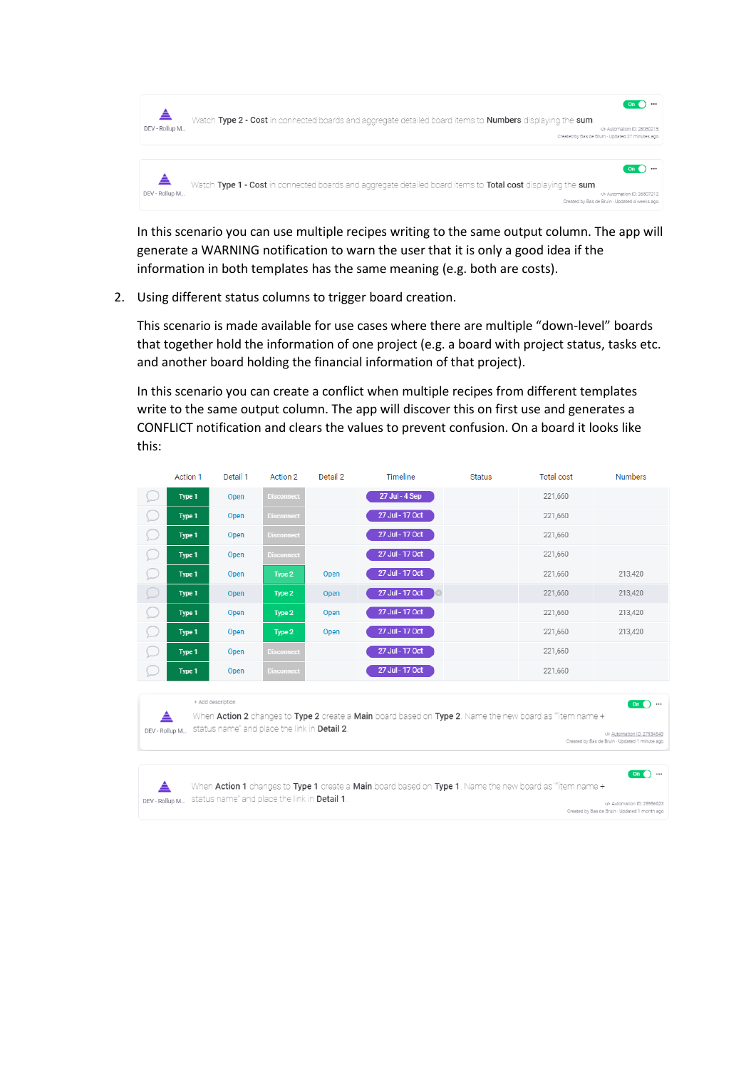DEV - Rollup M...

Watch **Type 2 - Cost** in connected boards and aggregate detailed board items to **Numbers** displaying the **sum**

On

Automation ID: 28050215
Created by Bas de Bruin · Updated 27 minutes ago

DEV - Rollup M...

Watch **Type 1 - Cost** in connected boards and aggregate detailed board items to **Total cost** displaying the **sum**

On

Automation ID: 26807212
Created by Bas de Bruin · Updated 4 weeks ago

In this scenario you can use multiple recipes writing to the same output column. The app will generate a WARNING notification to warn the user that it is only a good idea if the information in both templates has the same meaning (e.g. both are costs).

2. Using different status columns to trigger board creation.

   This scenario is made available for use cases where there are multiple "down-level" boards that together hold the information of one project (e.g. a board with project status, tasks etc. and another board holding the financial information of that project).

   In this scenario you can create a conflict when multiple recipes from different templates write to the same output column. The app will discover this on first use and generates a CONFLICT notification and clears the values to prevent confusion. On a board it looks like this:

| Action 1 | Detail 1 | Action 2 | Detail 2 | Timeline | Status | Total cost | Numbers |
|---|---|---|---|---|---|---|---|
| Type 1 | Open | Disconnect | | 27 Jul - 4 Sep | | 221,660 | |
| Type 1 | Open | Disconnect | | 27 Jul - 17 Oct | | 221,660 | |
| Type 1 | Open | Disconnect | | 27 Jul - 17 Oct | | 221,660 | |
| Type 1 | Open | Disconnect | | 27 Jul - 17 Oct | | 221,660 | |
| Type 1 | Open | Type 2 | Open | 27 Jul - 17 Oct | | 221,660 | 213,420 |
| Type 1 | Open | Type 2 | Open | 27 Jul - 17 Oct | | 221,660 | 213,420 |
| Type 1 | Open | Type 2 | Open | 27 Jul - 17 Oct | | 221,660 | 213,420 |
| Type 1 | Open | Type 2 | Open | 27 Jul - 17 Oct | | 221,660 | 213,420 |
| Type 1 | Open | Disconnect | | 27 Jul - 17 Oct | | 221,660 | |
| Type 1 | Open | Disconnect | | 27 Jul - 17 Oct | | 221,660 | |

+ Add description

DEV - Rollup M...

When **Action 2** changes to **Type 2** create a **Main** board based on **Type 2**. Name the new board as "item name + status name" and place the link in **Detail 2**

On

Automation ID: 27934543
Created by Bas de Bruin · Updated 1 minute ago

DEV - Rollup M...

When **Action 1** changes to **Type 1** create a **Main** board based on **Type 1**. Name the new board as "item name + status name" and place the link in **Detail 1**

On

Automation ID: 25956023
Created by Bas de Bruin · Updated 1 month ago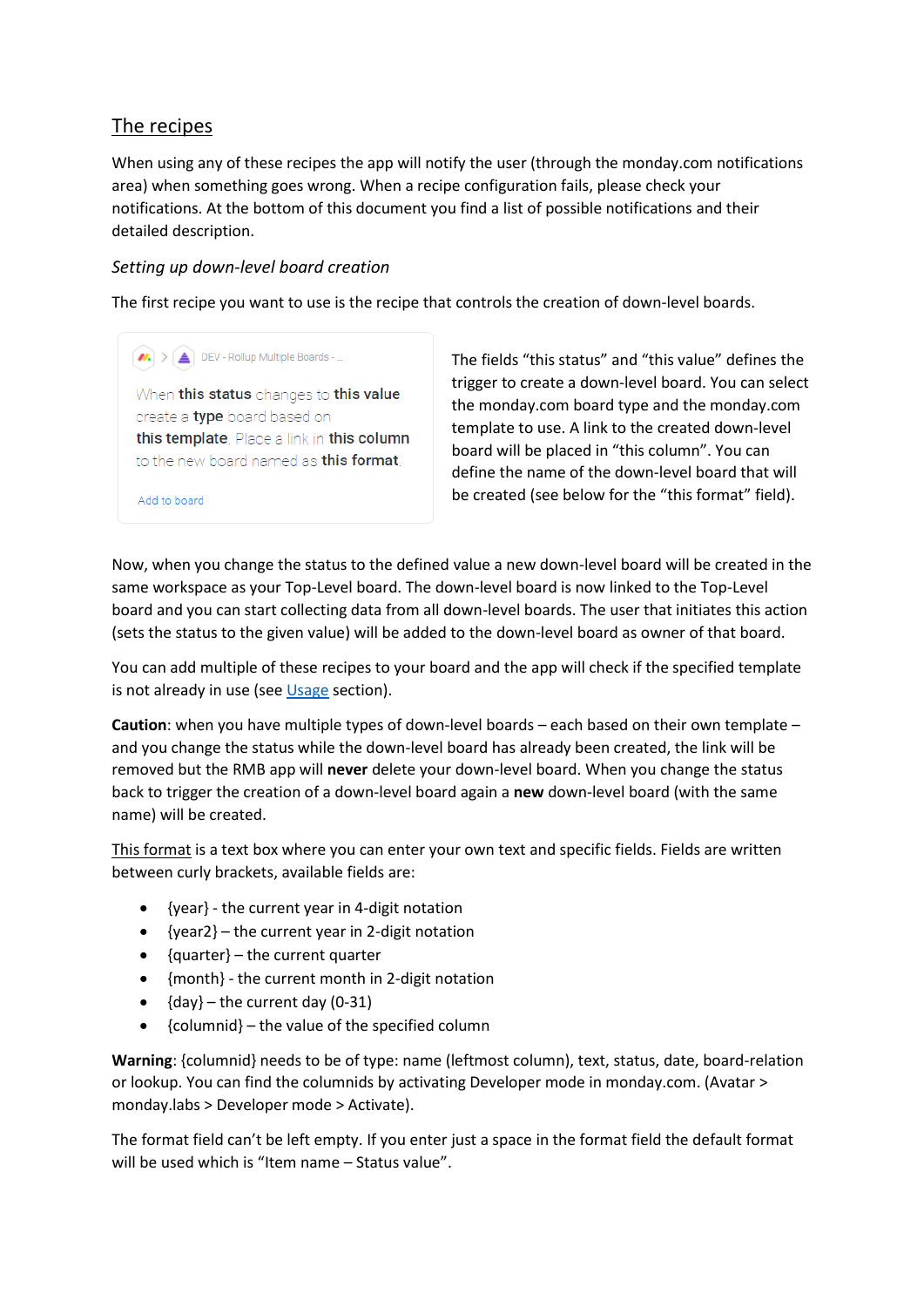## The recipes

When using any of these recipes the app will notify the user (through the monday.com notifications area) when something goes wrong. When a recipe configuration fails, please check your notifications. At the bottom of this document you find a list of possible notifications and their detailed description.

### *Setting up down-level board creation*

The first recipe you want to use is the recipe that controls the creation of down-level boards.

> DEV - Rollup Multiple Boards - ...
>
> When **this status** changes to **this value** create a **type** board based on **this template**. Place a link in **this column** to the new board named as **this format**.
>
> Add to board

The fields "this status" and "this value" defines the trigger to create a down-level board. You can select the monday.com board type and the monday.com template to use. A link to the created down-level board will be placed in "this column". You can define the name of the down-level board that will be created (see below for the "this format" field).

Now, when you change the status to the defined value a new down-level board will be created in the same workspace as your Top-Level board. The down-level board is now linked to the Top-Level board and you can start collecting data from all down-level boards. The user that initiates this action (sets the status to the given value) will be added to the down-level board as owner of that board.

You can add multiple of these recipes to your board and the app will check if the specified template is not already in use (see Usage section).

**Caution**: when you have multiple types of down-level boards – each based on their own template – and you change the status while the down-level board has already been created, the link will be removed but the RMB app will **never** delete your down-level board. When you change the status back to trigger the creation of a down-level board again a **new** down-level board (with the same name) will be created.

This format is a text box where you can enter your own text and specific fields. Fields are written between curly brackets, available fields are:

- {year} - the current year in 4-digit notation
- {year2} – the current year in 2-digit notation
- {quarter} – the current quarter
- {month} - the current month in 2-digit notation
- {day} – the current day (0-31)
- {columnid} – the value of the specified column

**Warning**: {columnid} needs to be of type: name (leftmost column), text, status, date, board-relation or lookup. You can find the columnids by activating Developer mode in monday.com. (Avatar > monday.labs > Developer mode > Activate).

The format field can't be left empty. If you enter just a space in the format field the default format will be used which is "Item name – Status value".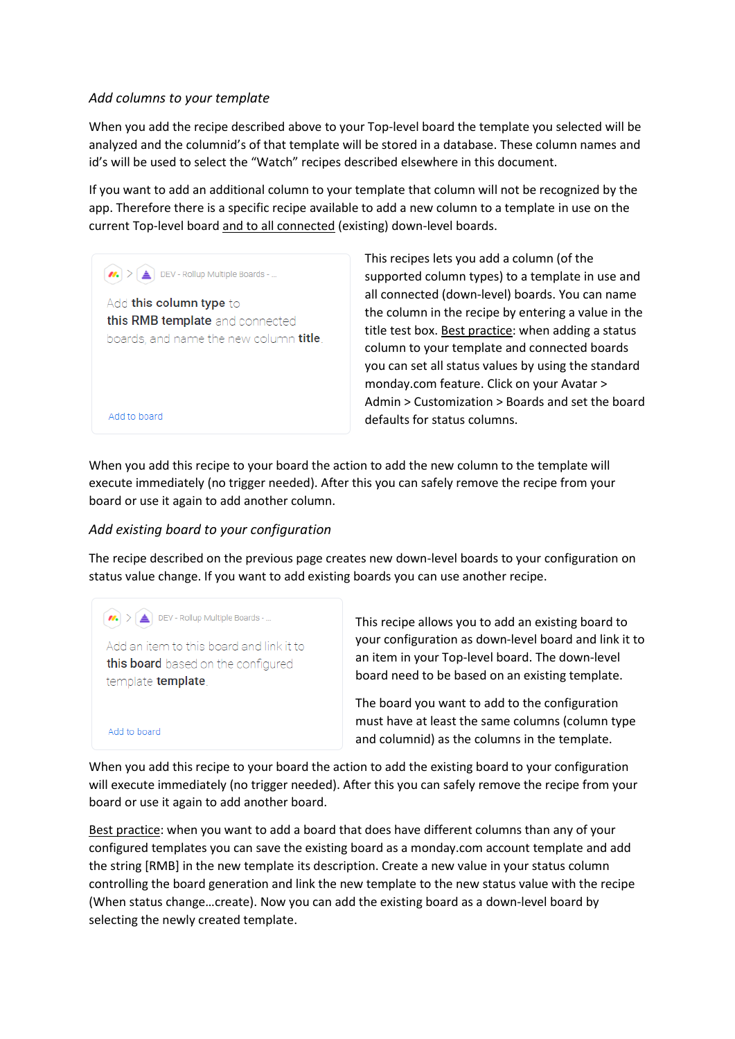*Add columns to your template*

When you add the recipe described above to your Top-level board the template you selected will be analyzed and the columnid's of that template will be stored in a database. These column names and id's will be used to select the "Watch" recipes described elsewhere in this document.

If you want to add an additional column to your template that column will not be recognized by the app. Therefore there is a specific recipe available to add a new column to a template in use on the current Top-level board and to all connected (existing) down-level boards.

> DEV - Rollup Multiple Boards - ...
>
> Add **this column type** to **this RMB template** and connected boards, and name the new column **title**.
>
> Add to board

This recipes lets you add a column (of the supported column types) to a template in use and all connected (down-level) boards. You can name the column in the recipe by entering a value in the title test box. Best practice: when adding a status column to your template and connected boards you can set all status values by using the standard monday.com feature. Click on your Avatar > Admin > Customization > Boards and set the board defaults for status columns.

When you add this recipe to your board the action to add the new column to the template will execute immediately (no trigger needed). After this you can safely remove the recipe from your board or use it again to add another column.

*Add existing board to your configuration*

The recipe described on the previous page creates new down-level boards to your configuration on status value change. If you want to add existing boards you can use another recipe.

> DEV - Rollup Multiple Boards - ...
>
> Add an item to this board and link it to **this board** based on the configured template **template**.
>
> Add to board

This recipe allows you to add an existing board to your configuration as down-level board and link it to an item in your Top-level board. The down-level board need to be based on an existing template.

The board you want to add to the configuration must have at least the same columns (column type and columnid) as the columns in the template.

When you add this recipe to your board the action to add the existing board to your configuration will execute immediately (no trigger needed). After this you can safely remove the recipe from your board or use it again to add another board.

Best practice: when you want to add a board that does have different columns than any of your configured templates you can save the existing board as a monday.com account template and add the string [RMB] in the new template its description. Create a new value in your status column controlling the board generation and link the new template to the new status value with the recipe (When status change…create). Now you can add the existing board as a down-level board by selecting the newly created template.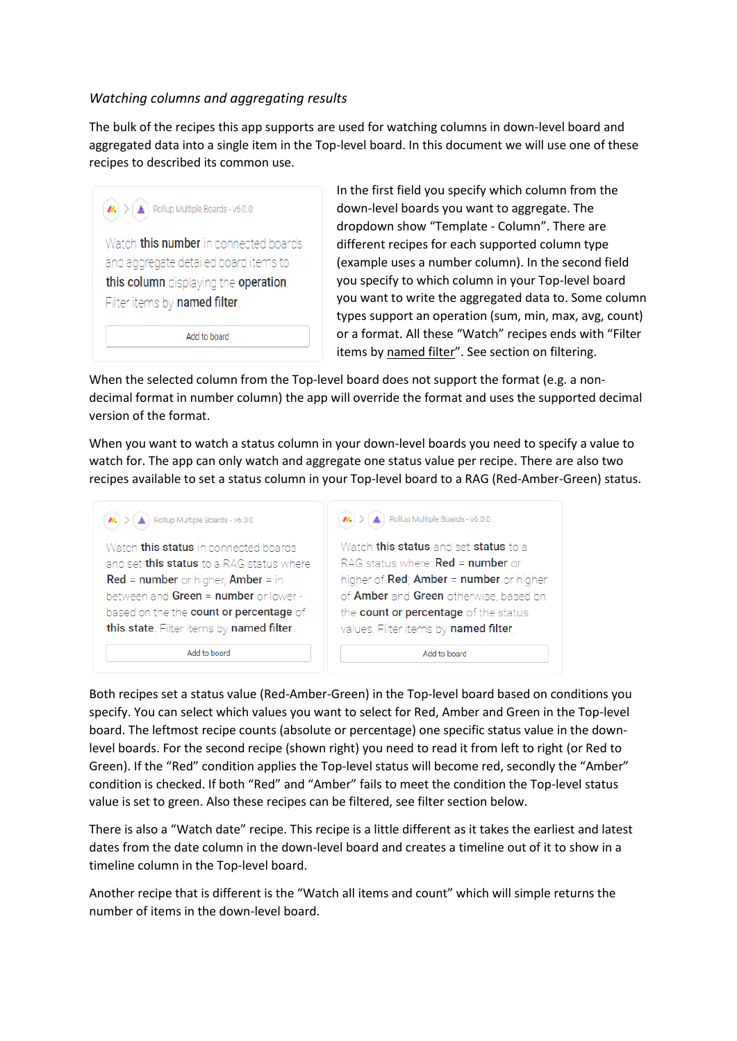*Watching columns and aggregating results*

The bulk of the recipes this app supports are used for watching columns in down-level board and aggregated data into a single item in the Top-level board. In this document we will use one of these recipes to described its common use.

Rollup Multiple Boards - v6.0.0

Watch **this number** in connected boards and aggregate detailed board items to **this column** displaying the **operation** Filter items by **named filter**.

Add to board

In the first field you specify which column from the down-level boards you want to aggregate. The dropdown show "Template - Column". There are different recipes for each supported column type (example uses a number column). In the second field you specify to which column in your Top-level board you want to write the aggregated data to. Some column types support an operation (sum, min, max, avg, count) or a format. All these "Watch" recipes ends with "Filter items by named filter". See section on filtering.

When the selected column from the Top-level board does not support the format (e.g. a non-decimal format in number column) the app will override the format and uses the supported decimal version of the format.

When you want to watch a status column in your down-level boards you need to specify a value to watch for. The app can only watch and aggregate one status value per recipe. There are also two recipes available to set a status column in your Top-level board to a RAG (Red-Amber-Green) status.

Rollup Multiple Boards - v6.0.0

Watch **this status** in connected boards and set **this status** to a RAG status where **Red** = **number** or higher, **Amber** = in between and **Green** = **number** or lower - based on the the **count or percentage** of **this state**. Filter items by **named filter**.

Add to board

Rollup Multiple Boards - v6.0.0

Watch **this status** and set **status** to a RAG status where: **Red** = **number** or higher of **Red**; **Amber** = **number** or higher of **Amber** and **Green** otherwise, based on the **count or percentage** of the status values. Filter items by **named filter**.

Add to board

Both recipes set a status value (Red-Amber-Green) in the Top-level board based on conditions you specify. You can select which values you want to select for Red, Amber and Green in the Top-level board. The leftmost recipe counts (absolute or percentage) one specific status value in the down-level boards. For the second recipe (shown right) you need to read it from left to right (or Red to Green). If the "Red" condition applies the Top-level status will become red, secondly the "Amber" condition is checked. If both "Red" and "Amber" fails to meet the condition the Top-level status value is set to green. Also these recipes can be filtered, see filter section below.

There is also a "Watch date" recipe. This recipe is a little different as it takes the earliest and latest dates from the date column in the down-level board and creates a timeline out of it to show in a timeline column in the Top-level board.

Another recipe that is different is the "Watch all items and count" which will simple returns the number of items in the down-level board.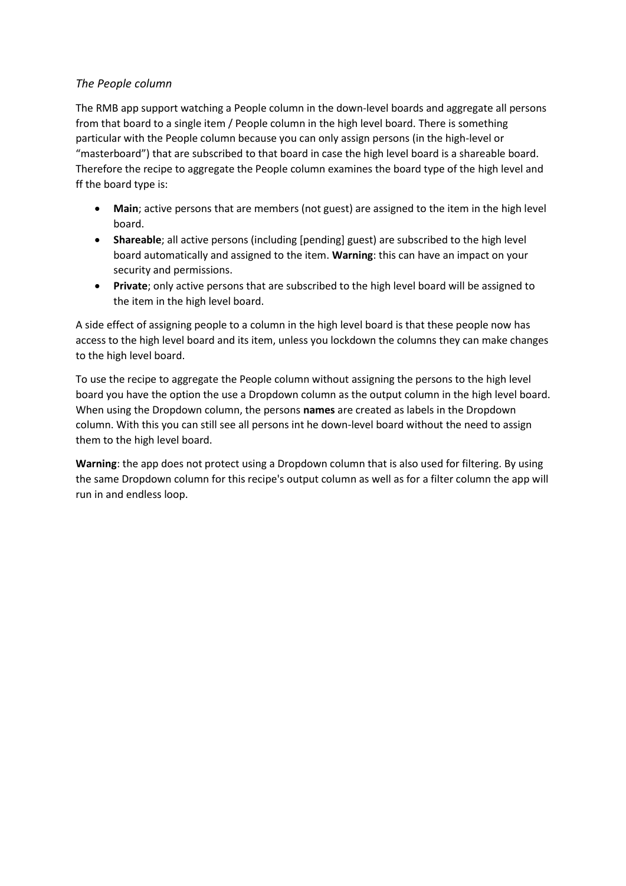*The People column*

The RMB app support watching a People column in the down-level boards and aggregate all persons from that board to a single item / People column in the high level board. There is something particular with the People column because you can only assign persons (in the high-level or “masterboard”) that are subscribed to that board in case the high level board is a shareable board. Therefore the recipe to aggregate the People column examines the board type of the high level and ff the board type is:

- **Main**; active persons that are members (not guest) are assigned to the item in the high level board.
- **Shareable**; all active persons (including [pending] guest) are subscribed to the high level board automatically and assigned to the item. **Warning**: this can have an impact on your security and permissions.
- **Private**; only active persons that are subscribed to the high level board will be assigned to the item in the high level board.

A side effect of assigning people to a column in the high level board is that these people now has access to the high level board and its item, unless you lockdown the columns they can make changes to the high level board.

To use the recipe to aggregate the People column without assigning the persons to the high level board you have the option the use a Dropdown column as the output column in the high level board. When using the Dropdown column, the persons **names** are created as labels in the Dropdown column. With this you can still see all persons int he down-level board without the need to assign them to the high level board.

**Warning**: the app does not protect using a Dropdown column that is also used for filtering. By using the same Dropdown column for this recipe's output column as well as for a filter column the app will run in and endless loop.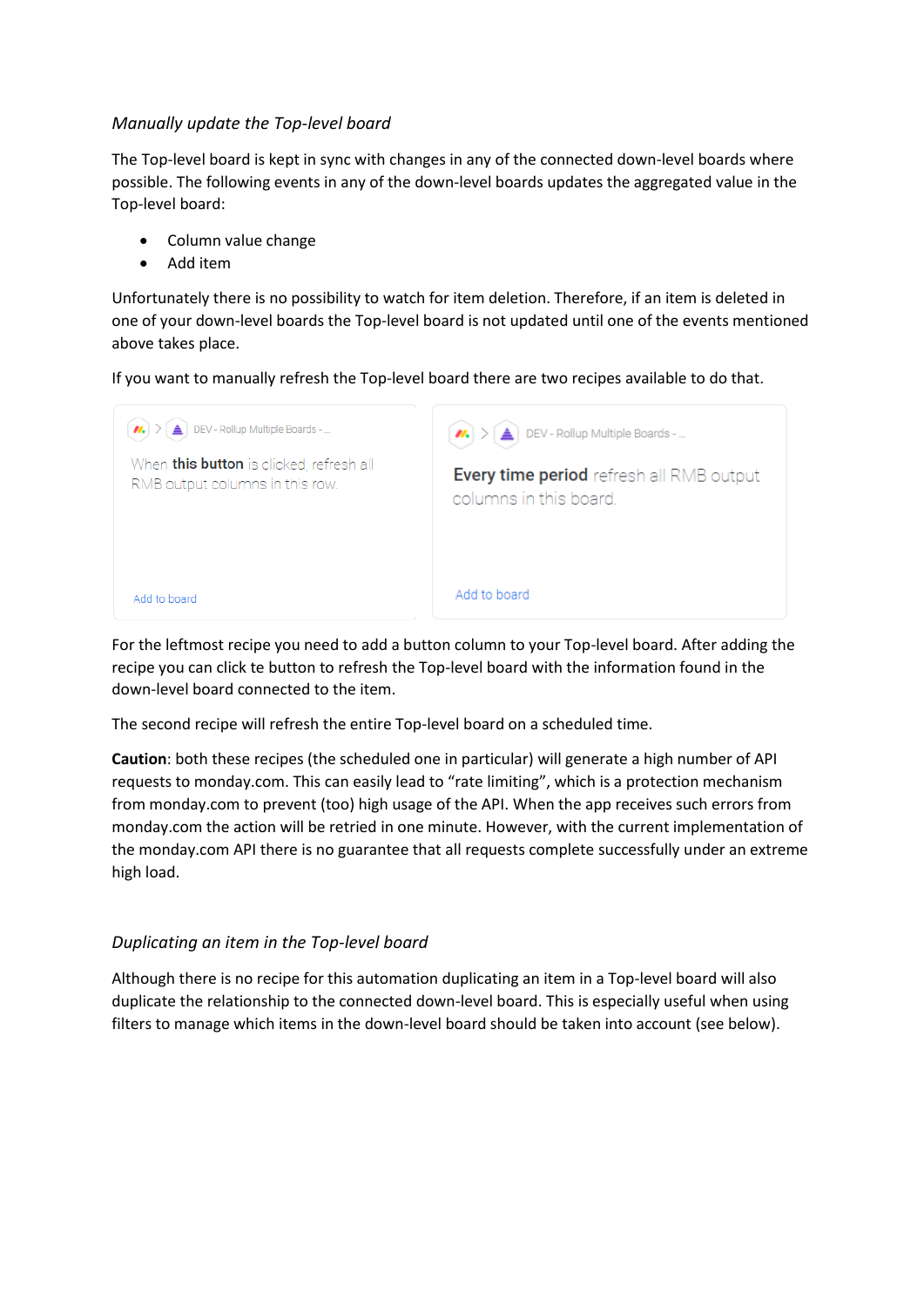*Manually update the Top-level board*

The Top-level board is kept in sync with changes in any of the connected down-level boards where possible. The following events in any of the down-level boards updates the aggregated value in the Top-level board:

- Column value change
- Add item

Unfortunately there is no possibility to watch for item deletion. Therefore, if an item is deleted in one of your down-level boards the Top-level board is not updated until one of the events mentioned above takes place.

If you want to manually refresh the Top-level board there are two recipes available to do that.

DEV - Rollup Multiple Boards - ...

When **this button** is clicked, refresh all RMB output columns in this row.

Add to board

DEV - Rollup Multiple Boards - ...

**Every time period** refresh all RMB output columns in this board.

Add to board

For the leftmost recipe you need to add a button column to your Top-level board. After adding the recipe you can click te button to refresh the Top-level board with the information found in the down-level board connected to the item.

The second recipe will refresh the entire Top-level board on a scheduled time.

**Caution**: both these recipes (the scheduled one in particular) will generate a high number of API requests to monday.com. This can easily lead to “rate limiting”, which is a protection mechanism from monday.com to prevent (too) high usage of the API. When the app receives such errors from monday.com the action will be retried in one minute. However, with the current implementation of the monday.com API there is no guarantee that all requests complete successfully under an extreme high load.

*Duplicating an item in the Top-level board*

Although there is no recipe for this automation duplicating an item in a Top-level board will also duplicate the relationship to the connected down-level board. This is especially useful when using filters to manage which items in the down-level board should be taken into account (see below).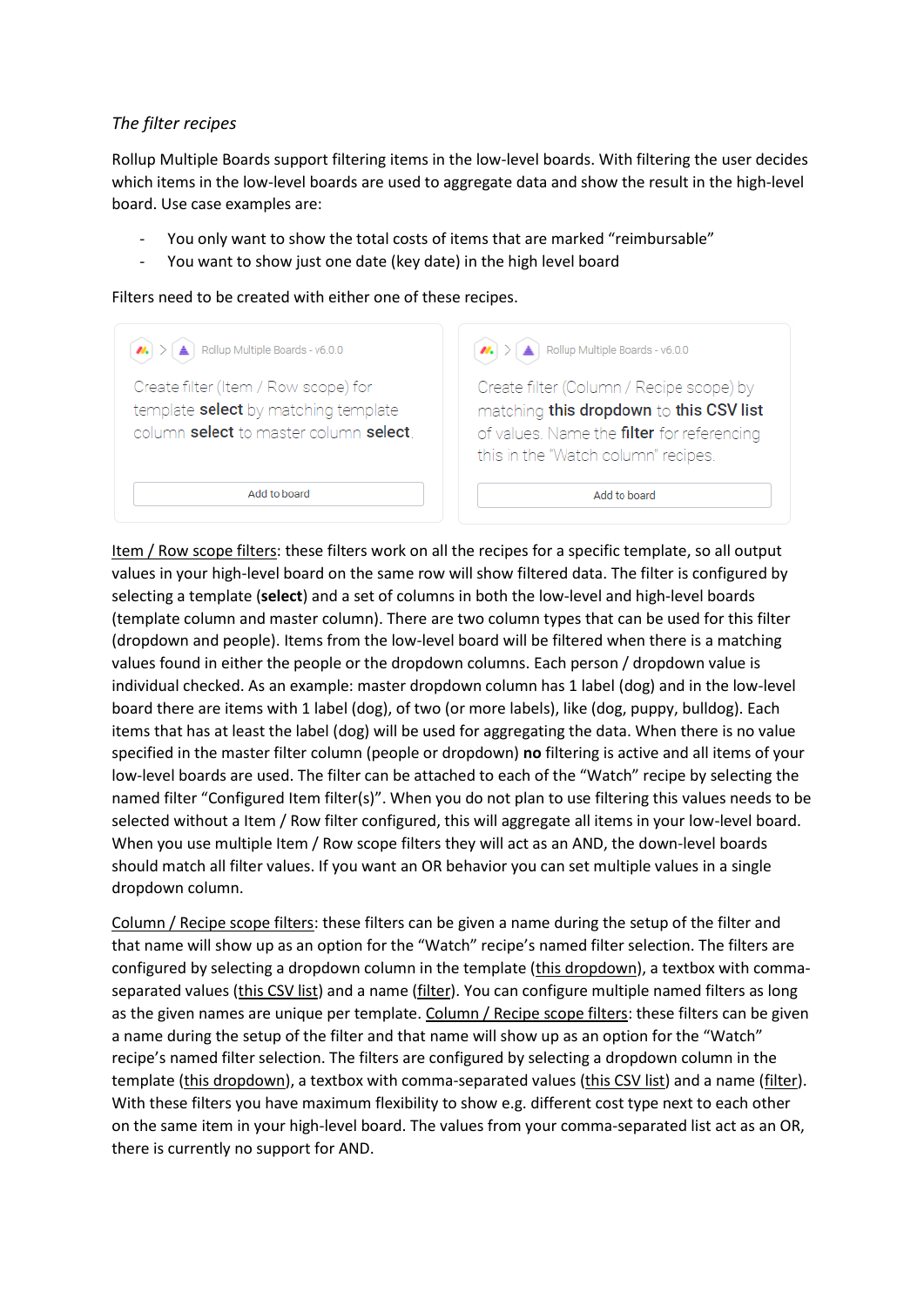*The filter recipes*

Rollup Multiple Boards support filtering items in the low-level boards. With filtering the user decides which items in the low-level boards are used to aggregate data and show the result in the high-level board. Use case examples are:

- You only want to show the total costs of items that are marked "reimbursable"
- You want to show just one date (key date) in the high level board

Filters need to be created with either one of these recipes.

Rollup Multiple Boards - v6.0.0

Create filter (Item / Row scope) for template **select** by matching template column **select** to master column **select**.

Add to board

Rollup Multiple Boards - v6.0.0

Create filter (Column / Recipe scope) by matching **this dropdown** to **this CSV list** of values. Name the **filter** for referencing this in the "Watch column" recipes.

Add to board

Item / Row scope filters: these filters work on all the recipes for a specific template, so all output values in your high-level board on the same row will show filtered data. The filter is configured by selecting a template (**select**) and a set of columns in both the low-level and high-level boards (template column and master column). There are two column types that can be used for this filter (dropdown and people). Items from the low-level board will be filtered when there is a matching values found in either the people or the dropdown columns. Each person / dropdown value is individual checked. As an example: master dropdown column has 1 label (dog) and in the low-level board there are items with 1 label (dog), of two (or more labels), like (dog, puppy, bulldog). Each items that has at least the label (dog) will be used for aggregating the data. When there is no value specified in the master filter column (people or dropdown) **no** filtering is active and all items of your low-level boards are used. The filter can be attached to each of the "Watch" recipe by selecting the named filter "Configured Item filter(s)". When you do not plan to use filtering this values needs to be selected without a Item / Row filter configured, this will aggregate all items in your low-level board. When you use multiple Item / Row scope filters they will act as an AND, the down-level boards should match all filter values. If you want an OR behavior you can set multiple values in a single dropdown column.

Column / Recipe scope filters: these filters can be given a name during the setup of the filter and that name will show up as an option for the "Watch" recipe's named filter selection. The filters are configured by selecting a dropdown column in the template (this dropdown), a textbox with comma-separated values (this CSV list) and a name (filter). You can configure multiple named filters as long as the given names are unique per template. Column / Recipe scope filters: these filters can be given a name during the setup of the filter and that name will show up as an option for the "Watch" recipe's named filter selection. The filters are configured by selecting a dropdown column in the template (this dropdown), a textbox with comma-separated values (this CSV list) and a name (filter). With these filters you have maximum flexibility to show e.g. different cost type next to each other on the same item in your high-level board. The values from your comma-separated list act as an OR, there is currently no support for AND.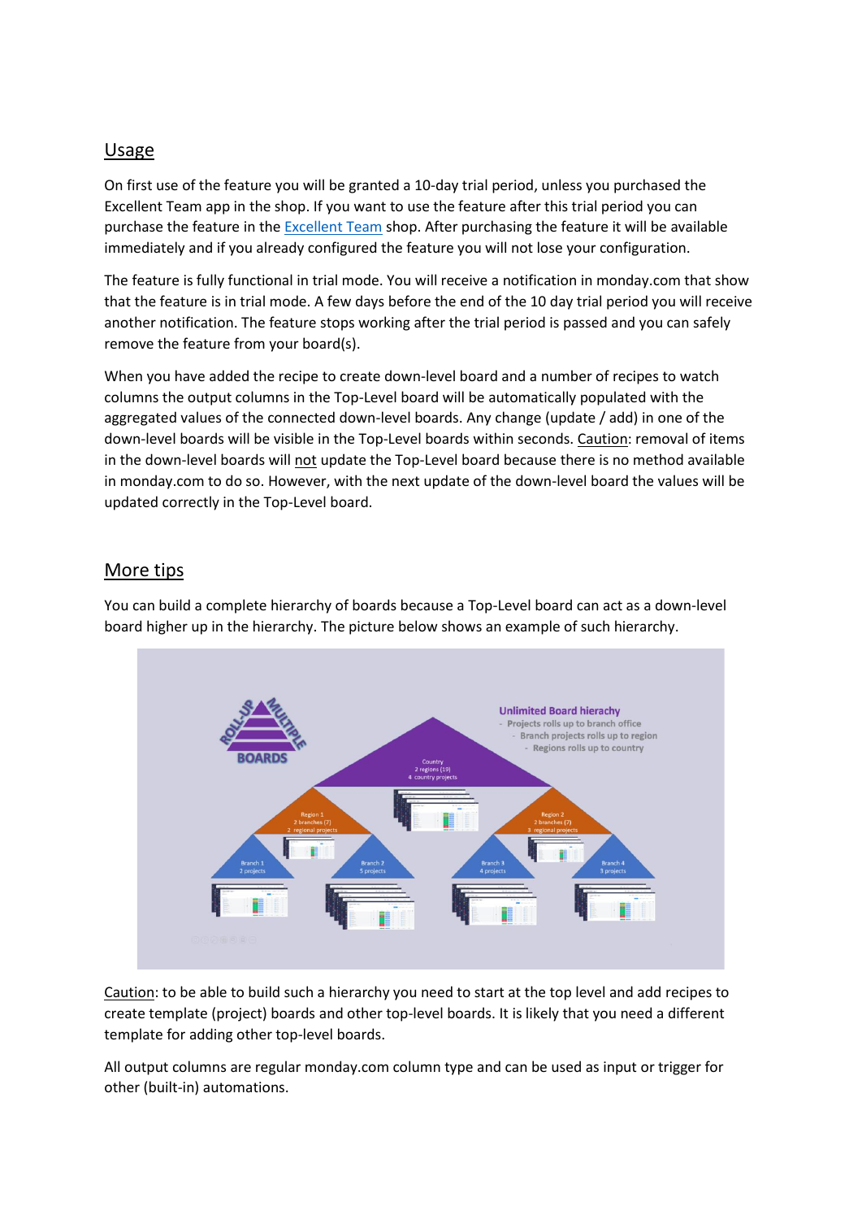## Usage

On first use of the feature you will be granted a 10-day trial period, unless you purchased the Excellent Team app in the shop. If you want to use the feature after this trial period you can purchase the feature in the [Excellent Team](Excellent Team) shop. After purchasing the feature it will be available immediately and if you already configured the feature you will not lose your configuration.

The feature is fully functional in trial mode. You will receive a notification in monday.com that show that the feature is in trial mode. A few days before the end of the 10 day trial period you will receive another notification. The feature stops working after the trial period is passed and you can safely remove the feature from your board(s).

When you have added the recipe to create down-level board and a number of recipes to watch columns the output columns in the Top-Level board will be automatically populated with the aggregated values of the connected down-level boards. Any change (update / add) in one of the down-level boards will be visible in the Top-Level boards within seconds. Caution: removal of items in the down-level boards will not update the Top-Level board because there is no method available in monday.com to do so. However, with the next update of the down-level board the values will be updated correctly in the Top-Level board.

## More tips

You can build a complete hierarchy of boards because a Top-Level board can act as a down-level board higher up in the hierarchy. The picture below shows an example of such hierarchy.

Caution: to be able to build such a hierarchy you need to start at the top level and add recipes to create template (project) boards and other top-level boards. It is likely that you need a different template for adding other top-level boards.

All output columns are regular monday.com column type and can be used as input or trigger for other (built-in) automations.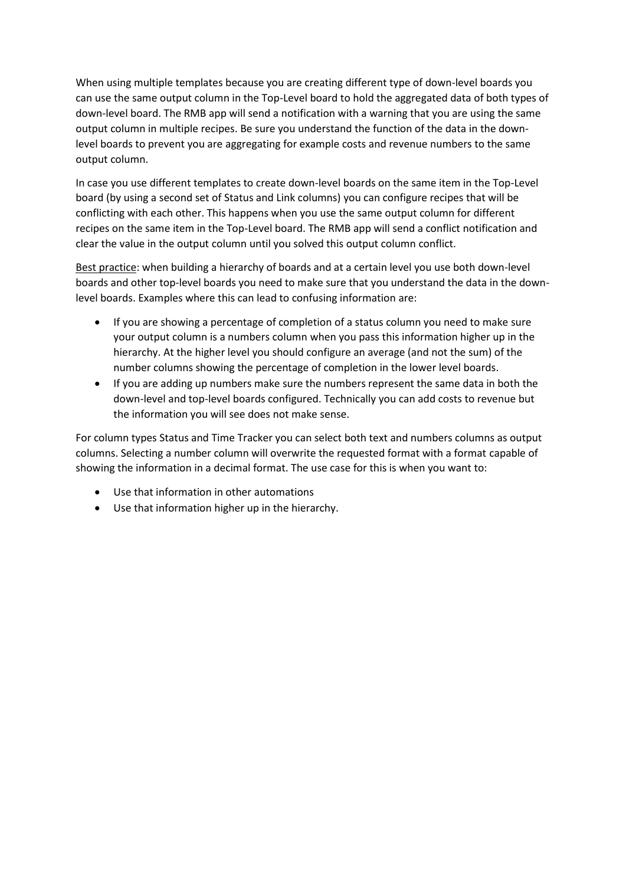When using multiple templates because you are creating different type of down-level boards you can use the same output column in the Top-Level board to hold the aggregated data of both types of down-level board. The RMB app will send a notification with a warning that you are using the same output column in multiple recipes. Be sure you understand the function of the data in the down-level boards to prevent you are aggregating for example costs and revenue numbers to the same output column.

In case you use different templates to create down-level boards on the same item in the Top-Level board (by using a second set of Status and Link columns) you can configure recipes that will be conflicting with each other. This happens when you use the same output column for different recipes on the same item in the Top-Level board. The RMB app will send a conflict notification and clear the value in the output column until you solved this output column conflict.

<u>Best practice</u>: when building a hierarchy of boards and at a certain level you use both down-level boards and other top-level boards you need to make sure that you understand the data in the down-level boards. Examples where this can lead to confusing information are:

- If you are showing a percentage of completion of a status column you need to make sure your output column is a numbers column when you pass this information higher up in the hierarchy. At the higher level you should configure an average (and not the sum) of the number columns showing the percentage of completion in the lower level boards.
- If you are adding up numbers make sure the numbers represent the same data in both the down-level and top-level boards configured. Technically you can add costs to revenue but the information you will see does not make sense.

For column types Status and Time Tracker you can select both text and numbers columns as output columns. Selecting a number column will overwrite the requested format with a format capable of showing the information in a decimal format. The use case for this is when you want to:

- Use that information in other automations
- Use that information higher up in the hierarchy.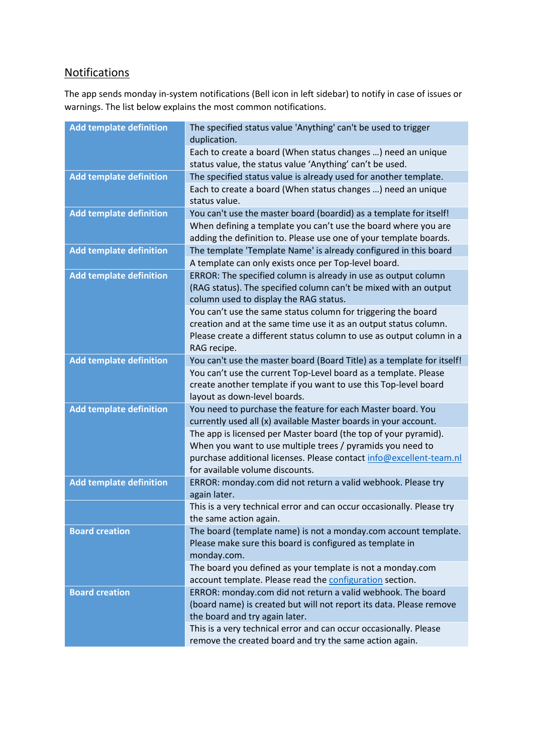## Notifications

The app sends monday in-system notifications (Bell icon in left sidebar) to notify in case of issues or warnings. The list below explains the most common notifications.

| | |
|---|---|
| **Add template definition** | The specified status value 'Anything' can't be used to trigger duplication. |
| | Each to create a board (When status changes …) need an unique status value, the status value 'Anything' can't be used. |
| **Add template definition** | The specified status value is already used for another template. |
| | Each to create a board (When status changes …) need an unique status value. |
| **Add template definition** | You can't use the master board (boardid) as a template for itself! |
| | When defining a template you can't use the board where you are adding the definition to. Please use one of your template boards. |
| **Add template definition** | The template 'Template Name' is already configured in this board |
| | A template can only exists once per Top-level board. |
| **Add template definition** | ERROR: The specified column is already in use as output column (RAG status). The specified column can't be mixed with an output column used to display the RAG status. |
| | You can't use the same status column for triggering the board creation and at the same time use it as an output status column. Please create a different status column to use as output column in a RAG recipe. |
| **Add template definition** | You can't use the master board (Board Title) as a template for itself! |
| | You can't use the current Top-Level board as a template. Please create another template if you want to use this Top-level board layout as down-level boards. |
| **Add template definition** | You need to purchase the feature for each Master board. You currently used all (x) available Master boards in your account. |
| | The app is licensed per Master board (the top of your pyramid). When you want to use multiple trees / pyramids you need to purchase additional licenses. Please contact [info@excellent-team.nl](mailto:info@excellent-team.nl) for available volume discounts. |
| **Add template definition** | ERROR: monday.com did not return a valid webhook. Please try again later. |
| | This is a very technical error and can occur occasionally. Please try the same action again. |
| **Board creation** | The board (template name) is not a monday.com account template. Please make sure this board is configured as template in monday.com. |
| | The board you defined as your template is not a monday.com account template. Please read the [configuration](#configuration) section. |
| **Board creation** | ERROR: monday.com did not return a valid webhook. The board (board name) is created but will not report its data. Please remove the board and try again later. |
| | This is a very technical error and can occur occasionally. Please remove the created board and try the same action again. |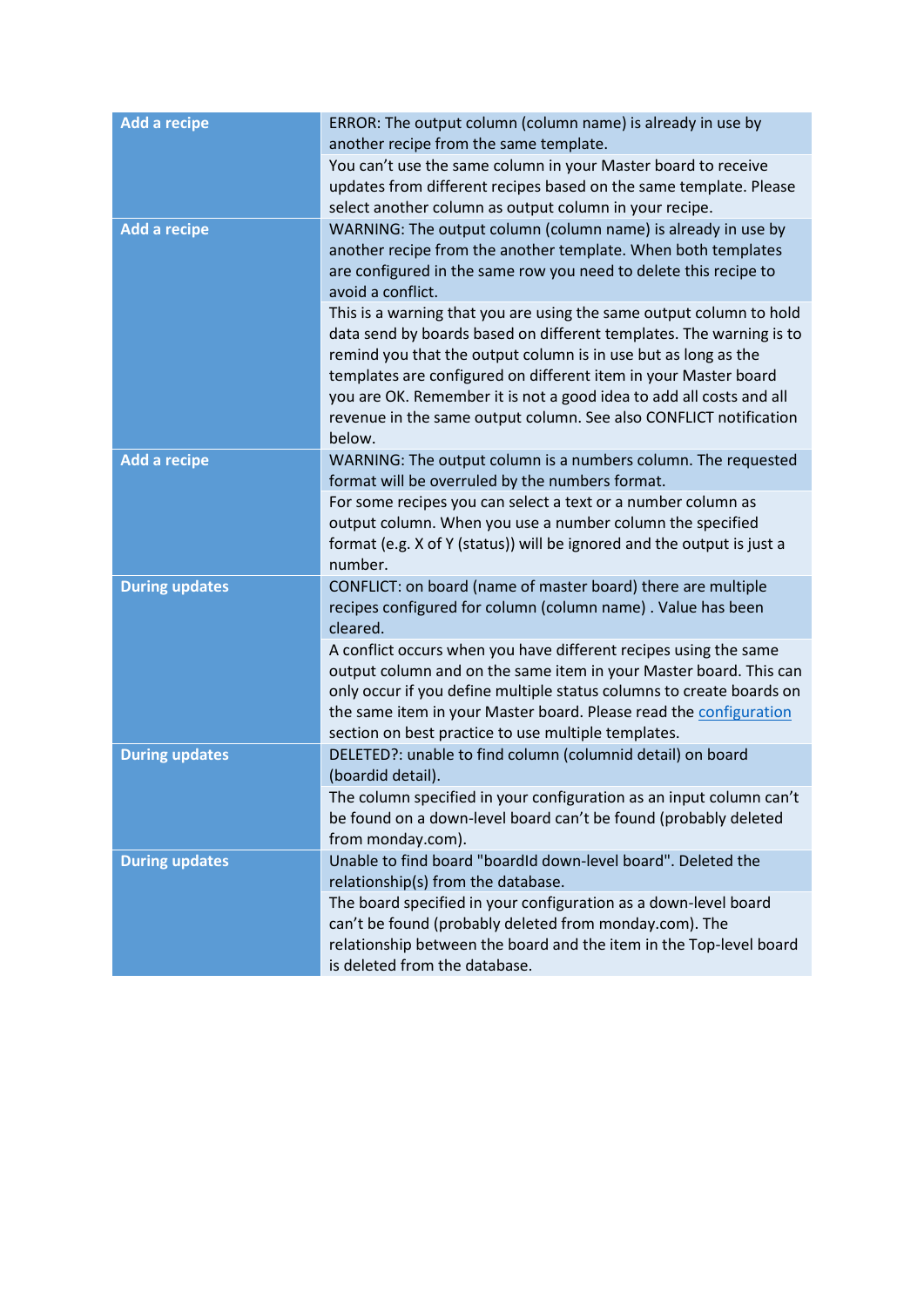| | |
|---|---|
| **Add a recipe** | ERROR: The output column (column name) is already in use by another recipe from the same template.<br>You can't use the same column in your Master board to receive updates from different recipes based on the same template. Please select another column as output column in your recipe. |
| **Add a recipe** | WARNING: The output column (column name) is already in use by another recipe from the another template. When both templates are configured in the same row you need to delete this recipe to avoid a conflict.<br>This is a warning that you are using the same output column to hold data send by boards based on different templates. The warning is to remind you that the output column is in use but as long as the templates are configured on different item in your Master board you are OK. Remember it is not a good idea to add all costs and all revenue in the same output column. See also CONFLICT notification below. |
| **Add a recipe** | WARNING: The output column is a numbers column. The requested format will be overruled by the numbers format.<br>For some recipes you can select a text or a number column as output column. When you use a number column the specified format (e.g. X of Y (status)) will be ignored and the output is just a number. |
| **During updates** | CONFLICT: on board (name of master board) there are multiple recipes configured for column (column name) . Value has been cleared.<br>A conflict occurs when you have different recipes using the same output column and on the same item in your Master board. This can only occur if you define multiple status columns to create boards on the same item in your Master board. Please read the configuration section on best practice to use multiple templates. |
| **During updates** | DELETED?: unable to find column (columnid detail) on board (boardid detail).<br>The column specified in your configuration as an input column can't be found on a down-level board can't be found (probably deleted from monday.com). |
| **During updates** | Unable to find board "boardId down-level board". Deleted the relationship(s) from the database.<br>The board specified in your configuration as a down-level board can't be found (probably deleted from monday.com). The relationship between the board and the item in the Top-level board is deleted from the database. |